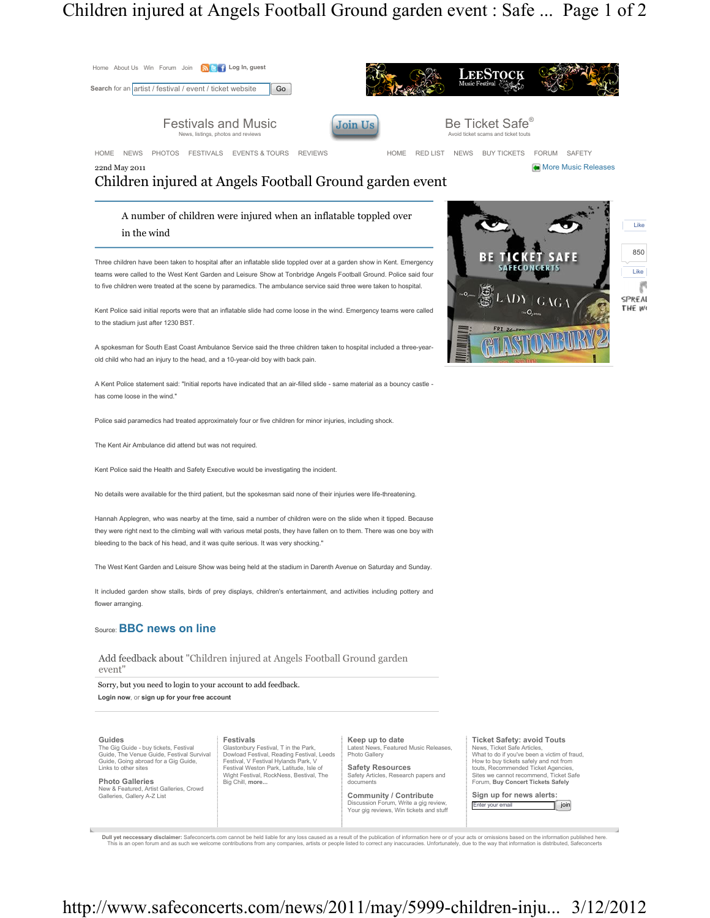Home About Us Win Forum Join Log In, guest

Search for an artist / festival / event / ticket website Go

Festivals and Music
News, listings, photos and reviews

Join Us

Be Ticket Safe®
Avoid ticket scams and ticket touts

HOME NEWS PHOTOS FESTIVALS EVENTS & TOURS REVIEWS HOME RED LIST NEWS BUY TICKETS FORUM SAFETY

22nd May 2011

More Music Releases

# Children injured at Angels Football Ground garden event

A number of children were injured when an inflatable toppled over in the wind

Three children have been taken to hospital after an inflatable slide toppled over at a garden show in Kent. Emergency teams were called to the West Kent Garden and Leisure Show at Tonbridge Angels Football Ground. Police said four to five children were treated at the scene by paramedics. The ambulance service said three were taken to hospital.

Kent Police said initial reports were that an inflatable slide had come loose in the wind. Emergency teams were called to the stadium just after 1230 BST.

A spokesman for South East Coast Ambulance Service said the three children taken to hospital included a three-year-old child who had an injury to the head, and a 10-year-old boy with back pain.

A Kent Police statement said: "Initial reports have indicated that an air-filled slide - same material as a bouncy castle - has come loose in the wind."

Police said paramedics had treated approximately four or five children for minor injuries, including shock.

The Kent Air Ambulance did attend but was not required.

Kent Police said the Health and Safety Executive would be investigating the incident.

No details were available for the third patient, but the spokesman said none of their injuries were life-threatening.

Hannah Applegren, who was nearby at the time, said a number of children were on the slide when it tipped. Because they were right next to the climbing wall with various metal posts, they have fallen on to them. There was one boy with bleeding to the back of his head, and it was quite serious. It was very shocking."

The West Kent Garden and Leisure Show was being held at the stadium in Darenth Avenue on Saturday and Sunday.

It included garden show stalls, birds of prey displays, children's entertainment, and activities including pottery and flower arranging.

Source: **BBC news on line**

Like 850 Like

## Add feedback about "Children injured at Angels Football Ground garden event"

Sorry, but you need to login to your account to add feedback.

**Login now**, or **sign up for your free account**

**Guides**
The Gig Guide - buy tickets, Festival Guide, The Venue Guide, Festival Survival Guide, Going abroad for a Gig Guide, Links to other sites

**Photo Galleries**
New & Featured, Artist Galleries, Crowd Galleries, Gallery A-Z List

**Festivals**
Glastonbury Festival, T in the Park, Dowload Festival, Reading Festival, Leeds Festival, V Festival Hylands Park, V Festival Weston Park, Latitude, Isle of Wight Festival, RockNess, Bestival, The Big Chill, **more...**

**Keep up to date**
Latest News, Featured Music Releases, Photo Gallery

**Safety Resources**
Safety Articles, Research papers and documents

**Community / Contribute**
Discussion Forum, Write a gig review, Your gig reviews, Win tickets and stuff

**Ticket Safety: avoid Touts**
News, Ticket Safe Articles, What to do if you've been a victim of fraud, How to buy tickets safely and not from touts, Recommended Ticket Agencies, Sites we cannot recommend, Ticket Safe Forum, **Buy Concert Tickets Safely**

**Sign up for news alerts:**
Enter your email join

**Dull yet neccessary disclaimer:** Safeconcerts.com cannot be held liable for any loss caused as a result of the publication of information here or of your acts or omissions based on the information published here. This is an open forum and as such we welcome contributions from any companies, artists or people listed to correct any inaccuracies. Unfortunately, due to the way that information is distributed, Safeconcerts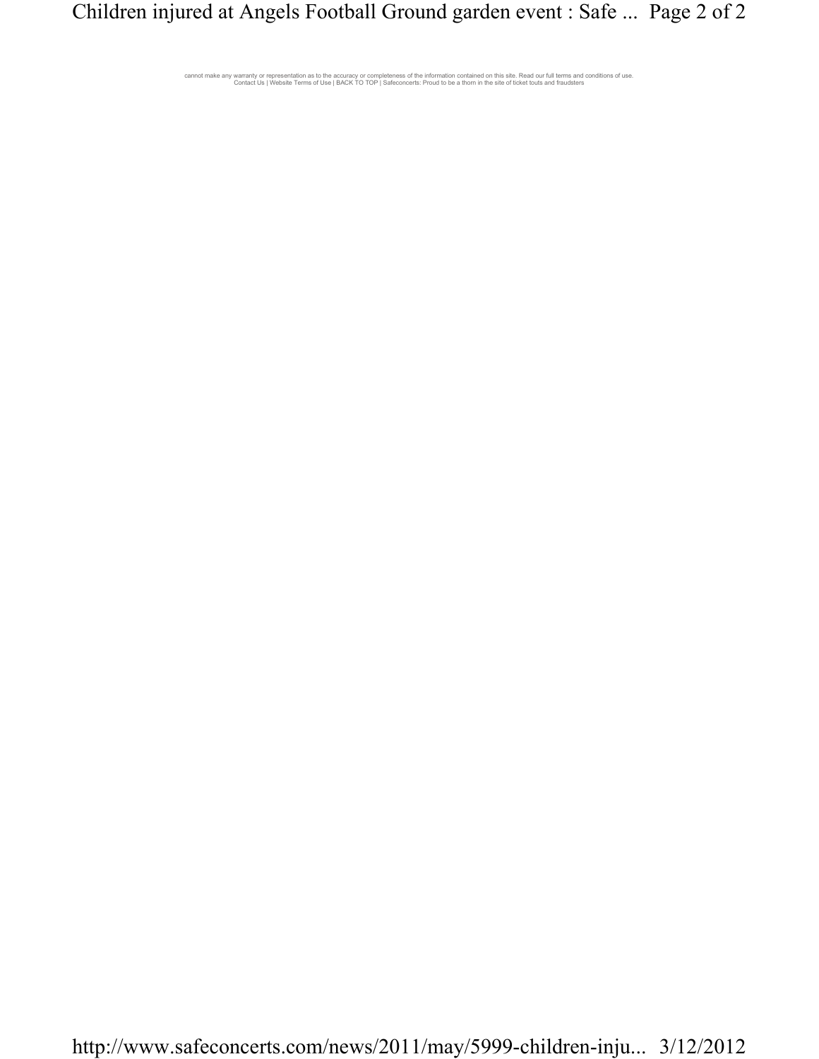cannot make any warranty or representation as to the accuracy or completeness of the information contained on this site. Read our full terms and conditions of use.

Contact Us | Website Terms of Use | BACK TO TOP | Safeconcerts: Proud to be a thorn in the site of ticket touts and fraudsters